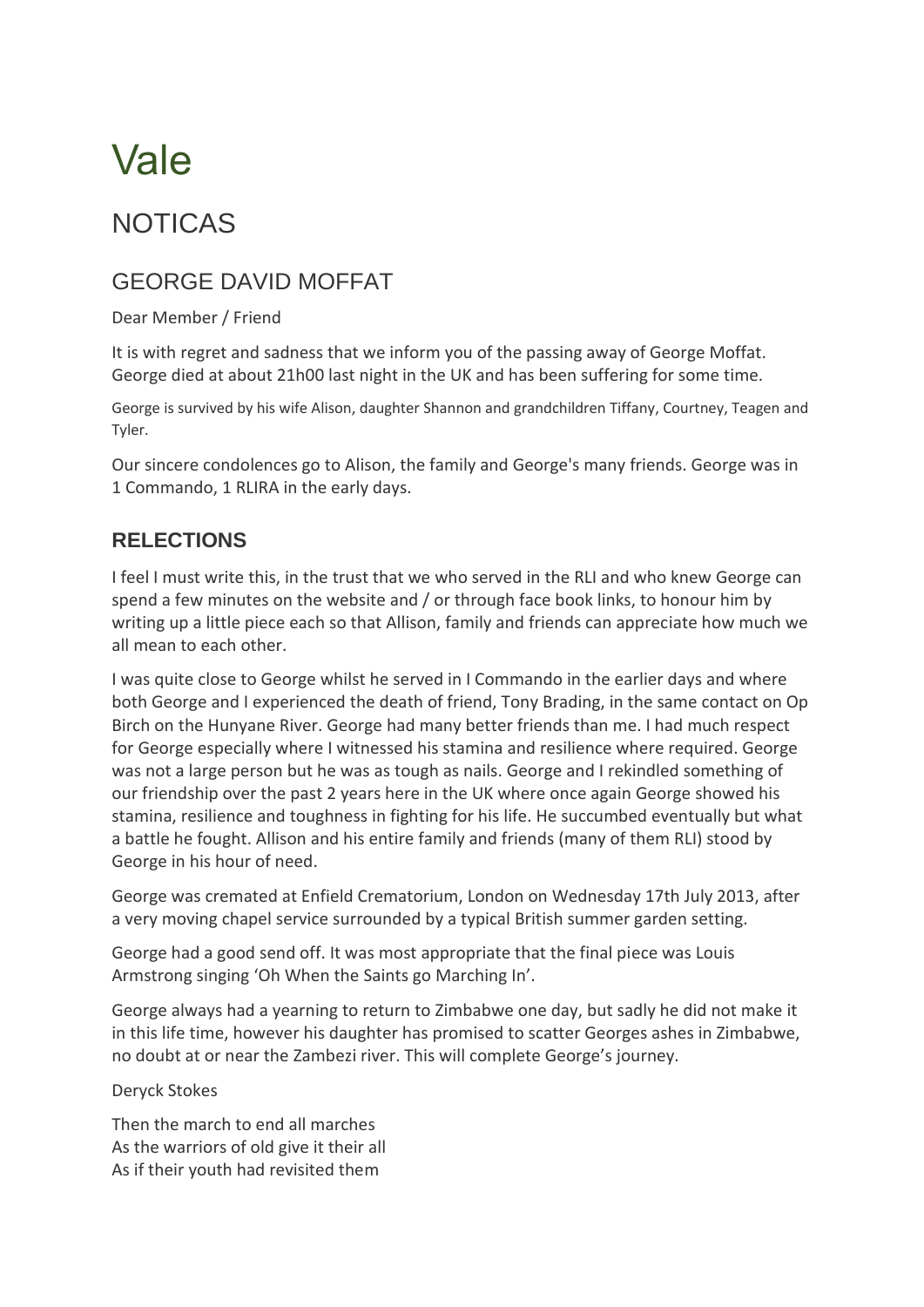# Vale

## NOTICAS

### GEORGE DAVID MOFFAT

Dear Member / Friend

It is with regret and sadness that we inform you of the passing away of George Moffat. George died at about 21h00 last night in the UK and has been suffering for some time.

George is survived by his wife Alison, daughter Shannon and grandchildren Tiffany, Courtney, Teagen and Tyler.

Our sincere condolences go to Alison, the family and George's many friends. George was in 1 Commando, 1 RLIRA in the early days.

### RELECTIONS

I feel I must write this, in the trust that we who served in the RLI and who knew George can spend a few minutes on the website and / or through face book links, to honour him by writing up a little piece each so that Allison, family and friends can appreciate how much we all mean to each other.

I was quite close to George whilst he served in I Commando in the earlier days and where both George and I experienced the death of friend, Tony Brading, in the same contact on Op Birch on the Hunyane River. George had many better friends than me. I had much respect for George especially where I witnessed his stamina and resilience where required. George was not a large person but he was as tough as nails. George and I rekindled something of our friendship over the past 2 years here in the UK where once again George showed his stamina, resilience and toughness in fighting for his life. He succumbed eventually but what a battle he fought. Allison and his entire family and friends (many of them RLI) stood by George in his hour of need.

George was cremated at Enfield Crematorium, London on Wednesday 17th July 2013, after a very moving chapel service surrounded by a typical British summer garden setting.

George had a good send off. It was most appropriate that the final piece was Louis Armstrong singing 'Oh When the Saints go Marching In'.

George always had a yearning to return to Zimbabwe one day, but sadly he did not make it in this life time, however his daughter has promised to scatter Georges ashes in Zimbabwe, no doubt at or near the Zambezi river. This will complete George's journey.

Deryck Stokes

Then the march to end all marches
As the warriors of old give it their all
As if their youth had revisited them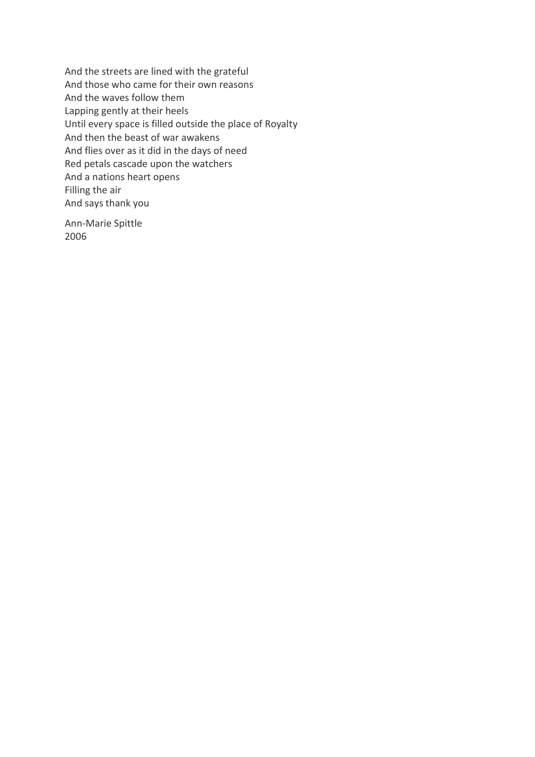And the streets are lined with the grateful
And those who came for their own reasons
And the waves follow them
Lapping gently at their heels
Until every space is filled outside the place of Royalty
And then the beast of war awakens
And flies over as it did in the days of need
Red petals cascade upon the watchers
And a nations heart opens
Filling the air
And says thank you

Ann-Marie Spittle
2006